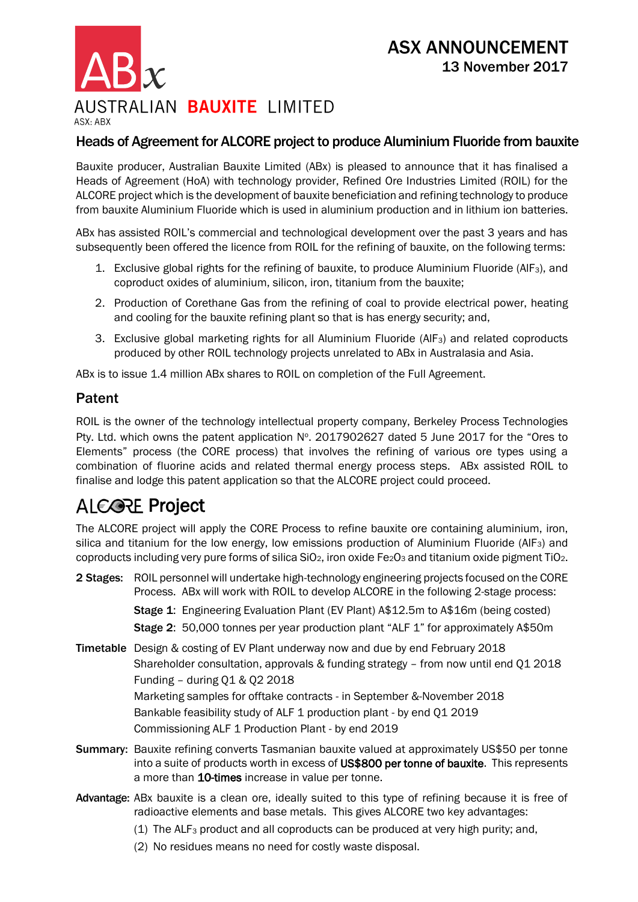ABx

AUSTRALIAN **BAUXITE** LIMITED

ASX: ABX

# ASX ANNOUNCEMENT
**13 November 2017**

## Heads of Agreement for ALCORE project to produce Aluminium Fluoride from bauxite

Bauxite producer, Australian Bauxite Limited (ABx) is pleased to announce that it has finalised a Heads of Agreement (HoA) with technology provider, Refined Ore Industries Limited (ROIL) for the ALCORE project which is the development of bauxite beneficiation and refining technology to produce from bauxite Aluminium Fluoride which is used in aluminium production and in lithium ion batteries.

ABx has assisted ROIL's commercial and technological development over the past 3 years and has subsequently been offered the licence from ROIL for the refining of bauxite, on the following terms:

1. Exclusive global rights for the refining of bauxite, to produce Aluminium Fluoride ($AlF_3$), and coproduct oxides of aluminium, silicon, iron, titanium from the bauxite;
2. Production of Corethane Gas from the refining of coal to provide electrical power, heating and cooling for the bauxite refining plant so that is has energy security; and,
3. Exclusive global marketing rights for all Aluminium Fluoride ($AlF_3$) and related coproducts produced by other ROIL technology projects unrelated to ABx in Australasia and Asia.

ABx is to issue 1.4 million ABx shares to ROIL on completion of the Full Agreement.

## Patent

ROIL is the owner of the technology intellectual property company, Berkeley Process Technologies Pty. Ltd. which owns the patent application Nº. 2017902627 dated 5 June 2017 for the "Ores to Elements" process (the CORE process) that involves the refining of various ore types using a combination of fluorine acids and related thermal energy process steps. ABx assisted ROIL to finalise and lodge this patent application so that the ALCORE project could proceed.

## ALCORE Project

The ALCORE project will apply the CORE Process to refine bauxite ore containing aluminium, iron, silica and titanium for the low energy, low emissions production of Aluminium Fluoride ($AlF_3$) and coproducts including very pure forms of silica $SiO_2$, iron oxide $Fe_2O_3$ and titanium oxide pigment $TiO_2$.

**2 Stages:** ROIL personnel will undertake high-technology engineering projects focused on the CORE Process. ABx will work with ROIL to develop ALCORE in the following 2-stage process:

**Stage 1**: Engineering Evaluation Plant (EV Plant) A$12.5m to A$16m (being costed)

**Stage 2**: 50,000 tonnes per year production plant "ALF 1" for approximately A$50m

**Timetable**
- Design & costing of EV Plant underway now and due by end February 2018
- Shareholder consultation, approvals & funding strategy – from now until end Q1 2018
- Funding – during Q1 & Q2 2018
- Marketing samples for offtake contracts - in September &-November 2018
- Bankable feasibility study of ALF 1 production plant - by end Q1 2019
- Commissioning ALF 1 Production Plant - by end 2019

**Summary:** Bauxite refining converts Tasmanian bauxite valued at approximately US$50 per tonne into a suite of products worth in excess of **US$800 per tonne of bauxite**. This represents a more than **10-times** increase in value per tonne.

**Advantage:** ABx bauxite is a clean ore, ideally suited to this type of refining because it is free of radioactive elements and base metals. This gives ALCORE two key advantages:

(1) The $ALF_3$ product and all coproducts can be produced at very high purity; and,

(2) No residues means no need for costly waste disposal.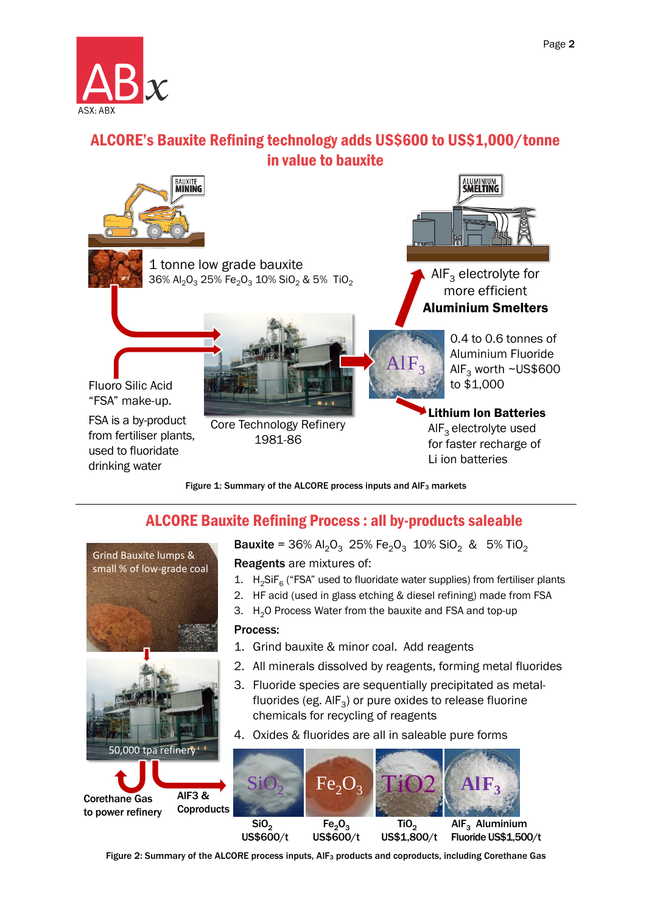## ALCORE's Bauxite Refining technology adds US$600 to US$1,000/tonne in value to bauxite

BAUXITE MINING

1 tonne low grade bauxite
36% $Al_2O_3$ 25% $Fe_2O_3$ 10% $SiO_2$ & 5% $TiO_2$

Fluoro Silic Acid "FSA" make-up.

FSA is a by-product from fertiliser plants, used to fluoridate drinking water

Core Technology Refinery 1981-86

$AlF_3$

0.4 to 0.6 tonnes of Aluminium Fluoride $AlF_3$ worth ~US$600 to $1,000

ALUMINIUM SMELTING

$AlF_3$ electrolyte for more efficient **Aluminium Smelters**

**Lithium Ion Batteries**
$AlF_3$ electrolyte used for faster recharge of Li ion batteries

Figure 1: Summary of the ALCORE process inputs and $AlF_3$ markets

---

## ALCORE Bauxite Refining Process : all by-products saleable

Grind Bauxite lumps & small % of low-grade coal

50,000 tpa refinery

Corethane Gas to power refinery

AlF3 & Coproducts

**Bauxite** = 36% $Al_2O_3$ 25% $Fe_2O_3$ 10% $SiO_2$ & 5% $TiO_2$

**Reagents** are mixtures of:

1. $H_2SiF_6$ ("FSA" used to fluoridate water supplies) from fertiliser plants
2. HF acid (used in glass etching & diesel refining) made from FSA
3. $H_2O$ Process Water from the bauxite and FSA and top-up

**Process:**

1. Grind bauxite & minor coal. Add reagents
2. All minerals dissolved by reagents, forming metal fluorides
3. Fluoride species are sequentially precipitated as metal-fluorides (eg. $AlF_3$) or pure oxides to release fluorine chemicals for recycling of reagents
4. Oxides & fluorides are all in saleable pure forms

| $SiO_2$ | $Fe_2O_3$ | $TiO_2$ | $AlF_3$ Aluminium Fluoride |
|---|---|---|---|
| US$600/t | US$600/t | US$1,800/t | US$1,500/t |

Figure 2: Summary of the ALCORE process inputs, $AlF_3$ products and coproducts, including Corethane Gas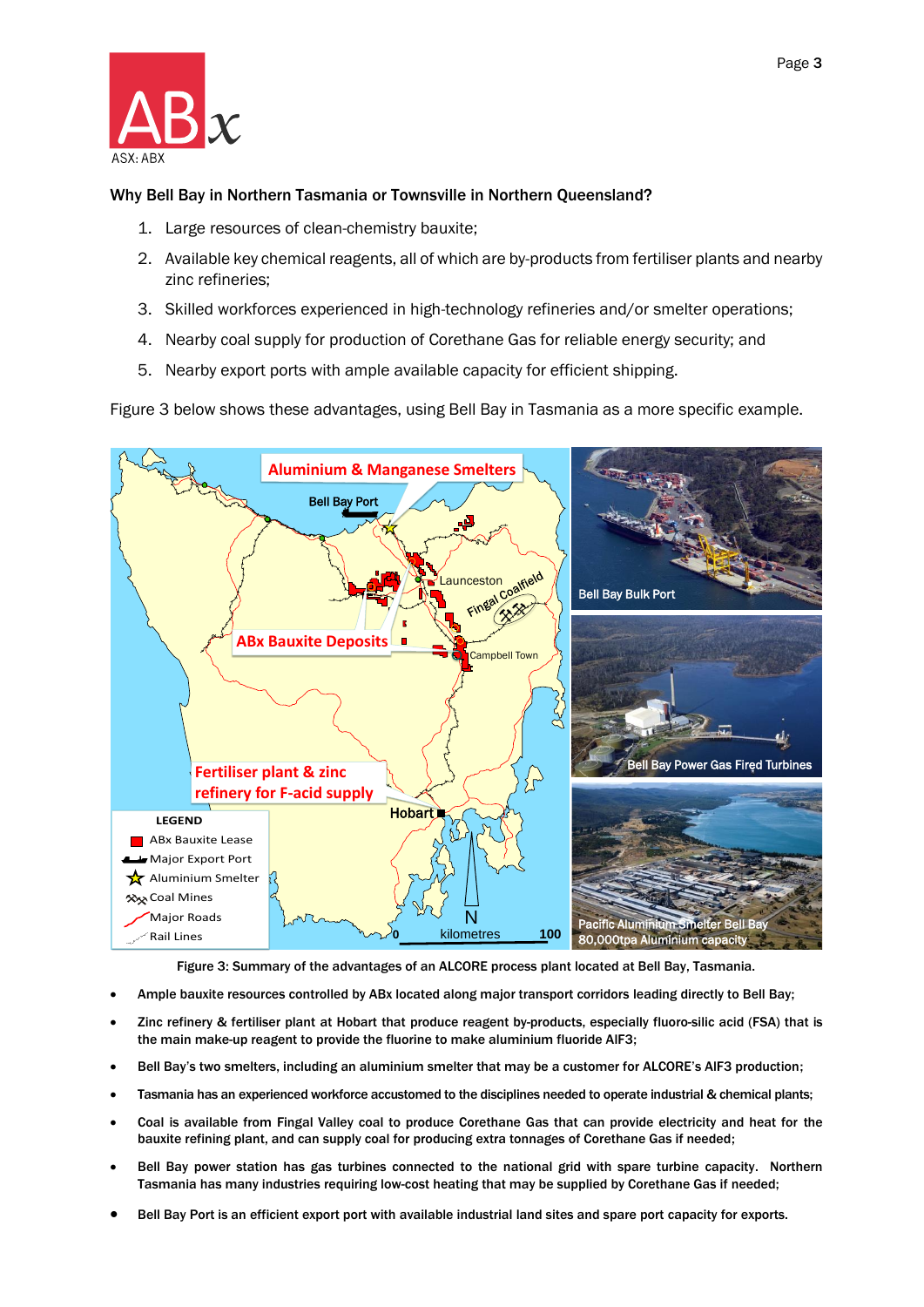**Why Bell Bay in Northern Tasmania or Townsville in Northern Queensland?**

1. Large resources of clean-chemistry bauxite;
2. Available key chemical reagents, all of which are by-products from fertiliser plants and nearby zinc refineries;
3. Skilled workforces experienced in high-technology refineries and/or smelter operations;
4. Nearby coal supply for production of Corethane Gas for reliable energy security; and
5. Nearby export ports with ample available capacity for efficient shipping.

Figure 3 below shows these advantages, using Bell Bay in Tasmania as a more specific example.

Figure 3: Summary of the advantages of an ALCORE process plant located at Bell Bay, Tasmania.

- Ample bauxite resources controlled by ABx located along major transport corridors leading directly to Bell Bay;
- Zinc refinery & fertiliser plant at Hobart that produce reagent by-products, especially fluoro-silic acid (FSA) that is the main make-up reagent to provide the fluorine to make aluminium fluoride $AlF_3$;
- Bell Bay's two smelters, including an aluminium smelter that may be a customer for ALCORE's $AlF_3$ production;
- Tasmania has an experienced workforce accustomed to the disciplines needed to operate industrial & chemical plants;
- Coal is available from Fingal Valley coal to produce Corethane Gas that can provide electricity and heat for the bauxite refining plant, and can supply coal for producing extra tonnages of Corethane Gas if needed;
- Bell Bay power station has gas turbines connected to the national grid with spare turbine capacity. Northern Tasmania has many industries requiring low-cost heating that may be supplied by Corethane Gas if needed;
- Bell Bay Port is an efficient export port with available industrial land sites and spare port capacity for exports.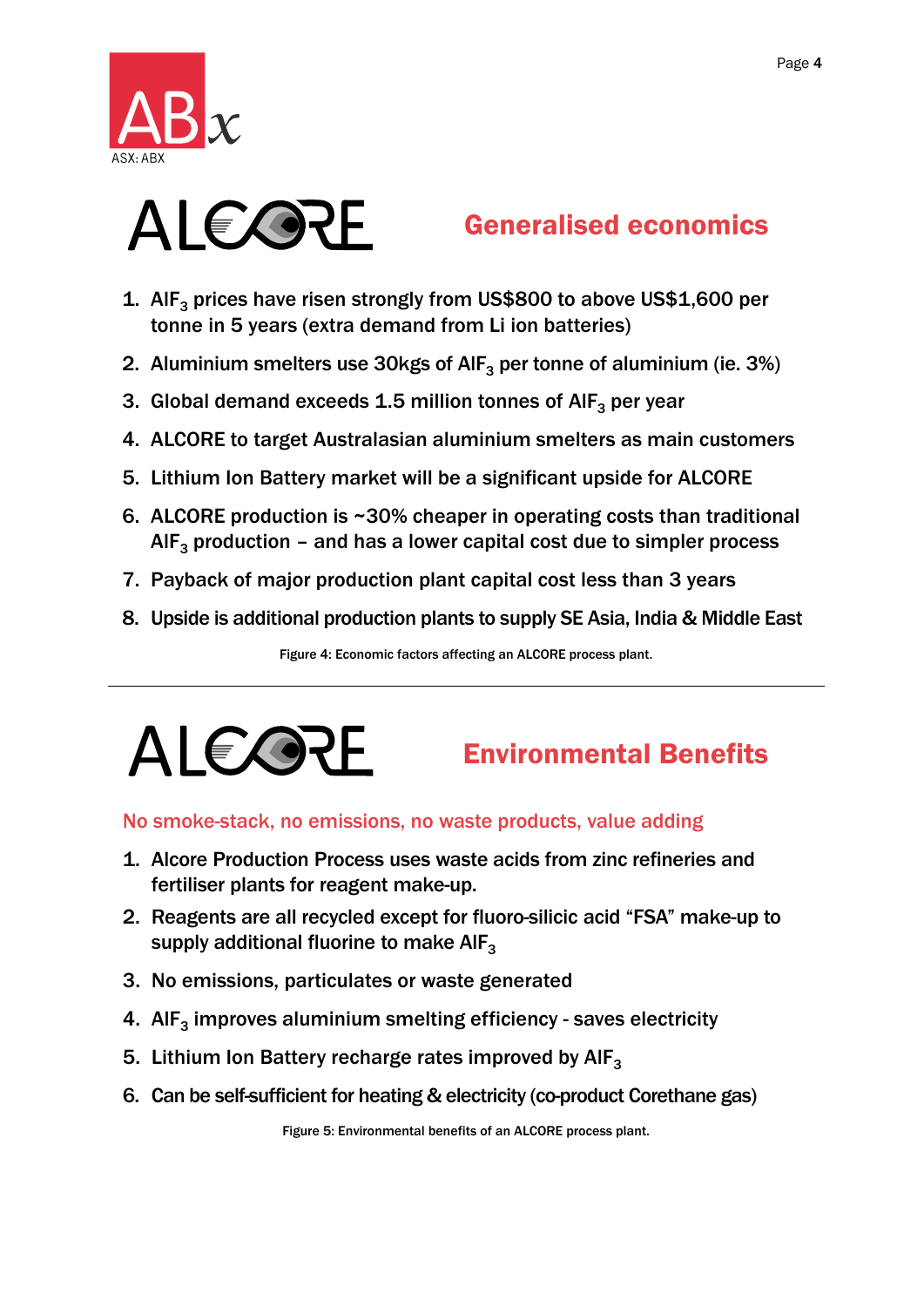## ALCORE Generalised economics

1. $AlF_3$ prices have risen strongly from US$800 to above US$1,600 per tonne in 5 years (extra demand from Li ion batteries)
2. Aluminium smelters use 30kgs of $AlF_3$ per tonne of aluminium (ie. 3%)
3. Global demand exceeds 1.5 million tonnes of $AlF_3$ per year
4. ALCORE to target Australasian aluminium smelters as main customers
5. Lithium Ion Battery market will be a significant upside for ALCORE
6. ALCORE production is ~30% cheaper in operating costs than traditional $AlF_3$ production – and has a lower capital cost due to simpler process
7. Payback of major production plant capital cost less than 3 years
8. Upside is additional production plants to supply SE Asia, India & Middle East

Figure 4: Economic factors affecting an ALCORE process plant.

---

## ALCORE Environmental Benefits

No smoke-stack, no emissions, no waste products, value adding

1. Alcore Production Process uses waste acids from zinc refineries and fertiliser plants for reagent make-up.
2. Reagents are all recycled except for fluoro-silicic acid "FSA" make-up to supply additional fluorine to make $AlF_3$
3. No emissions, particulates or waste generated
4. $AlF_3$ improves aluminium smelting efficiency - saves electricity
5. Lithium Ion Battery recharge rates improved by $AlF_3$
6. Can be self-sufficient for heating & electricity (co-product Corethane gas)

Figure 5: Environmental benefits of an ALCORE process plant.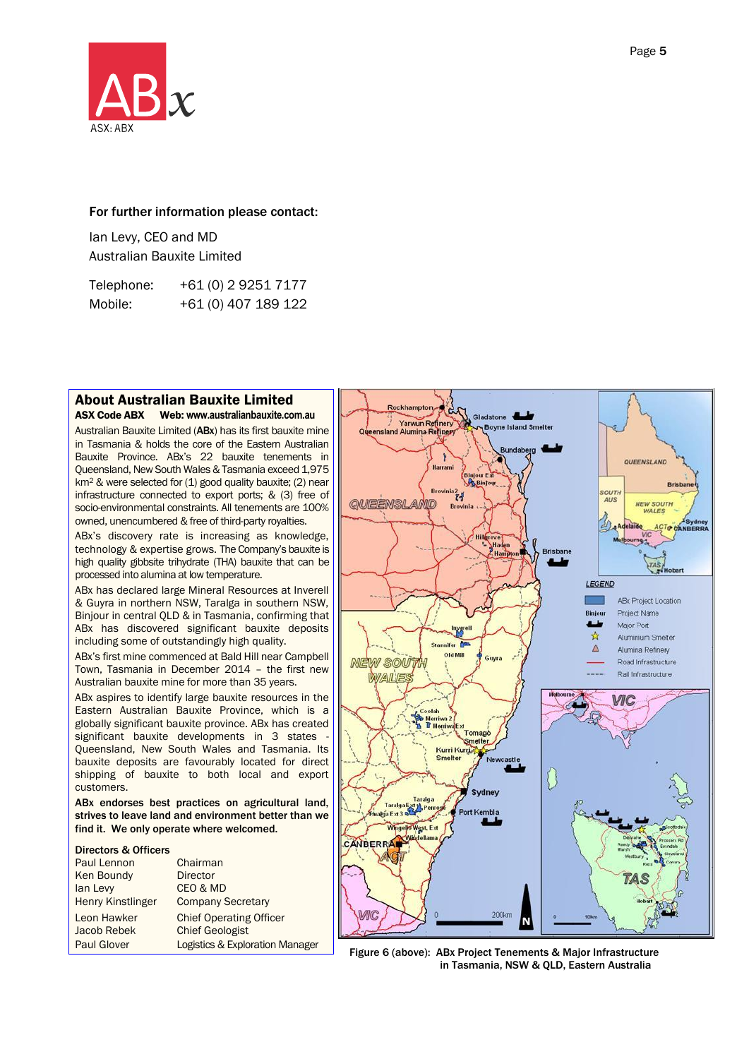For further information please contact:

Ian Levy, CEO and MD
Australian Bauxite Limited

Telephone: +61 (0) 2 9251 7177
Mobile: +61 (0) 407 189 122

## About Australian Bauxite Limited

**ASX Code ABX Web: www.australianbauxite.com.au**

Australian Bauxite Limited (**ABx**) has its first bauxite mine in Tasmania & holds the core of the Eastern Australian Bauxite Province. ABx's 22 bauxite tenements in Queensland, New South Wales & Tasmania exceed 1,975 km$^2$ & were selected for (1) good quality bauxite; (2) near infrastructure connected to export ports; & (3) free of socio-environmental constraints. All tenements are 100% owned, unencumbered & free of third-party royalties.

ABx's discovery rate is increasing as knowledge, technology & expertise grows. The Company's bauxite is high quality gibbsite trihydrate (THA) bauxite that can be processed into alumina at low temperature.

ABx has declared large Mineral Resources at Inverell & Guyra in northern NSW, Taralga in southern NSW, Binjour in central QLD & in Tasmania, confirming that ABx has discovered significant bauxite deposits including some of outstandingly high quality.

ABx's first mine commenced at Bald Hill near Campbell Town, Tasmania in December 2014 – the first new Australian bauxite mine for more than 35 years.

ABx aspires to identify large bauxite resources in the Eastern Australian Bauxite Province, which is a globally significant bauxite province. ABx has created significant bauxite developments in 3 states - Queensland, New South Wales and Tasmania. Its bauxite deposits are favourably located for direct shipping of bauxite to both local and export customers.

**ABx endorses best practices on agricultural land, strives to leave land and environment better than we find it. We only operate where welcomed.**

**Directors & Officers**

| | |
|---|---|
| Paul Lennon | Chairman |
| Ken Boundy | Director |
| Ian Levy | CEO & MD |
| Henry Kinstlinger | Company Secretary |
| Leon Hawker | Chief Operating Officer |
| Jacob Rebek | Chief Geologist |
| Paul Glover | Logistics & Exploration Manager |

Figure 6 (above): ABx Project Tenements & Major Infrastructure in Tasmania, NSW & QLD, Eastern Australia